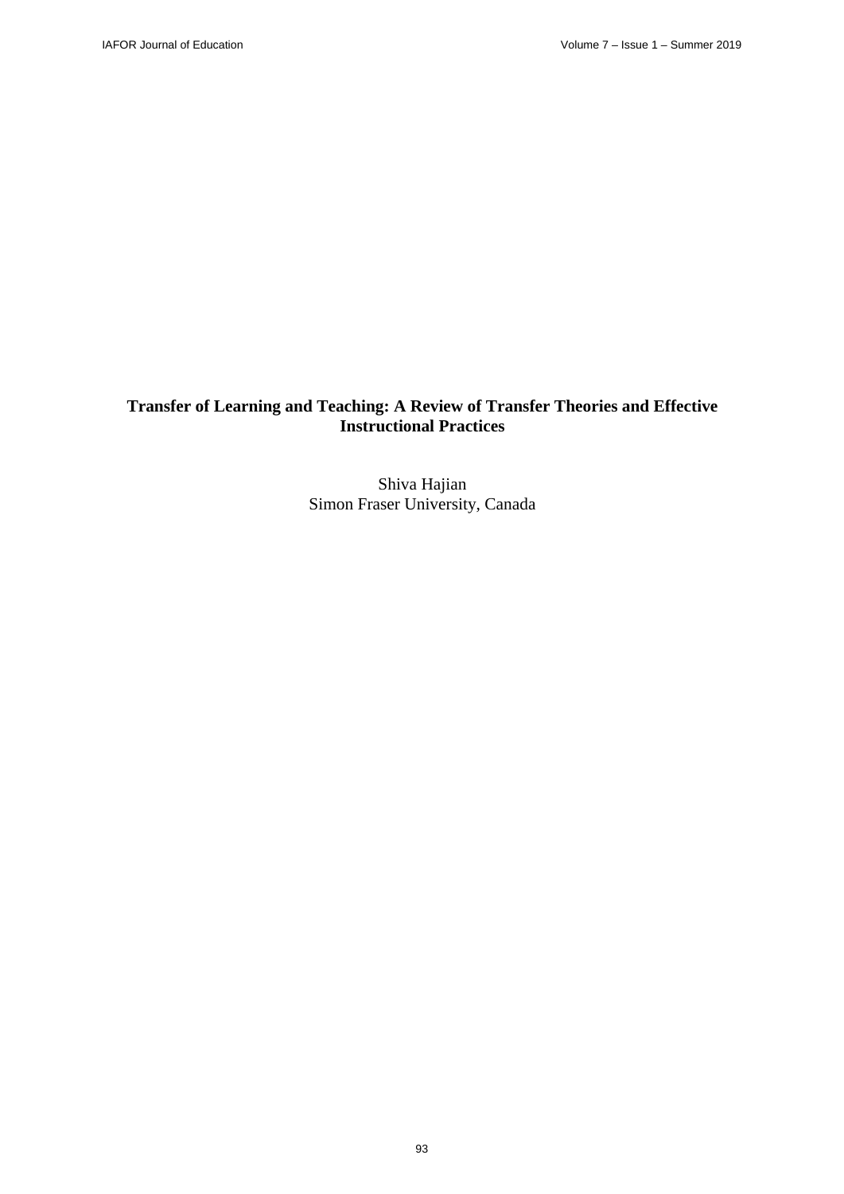# Transfer of Learning and Teaching: A Review of Transfer Theories and Effective Instructional Practices

Shiva Hajian
Simon Fraser University, Canada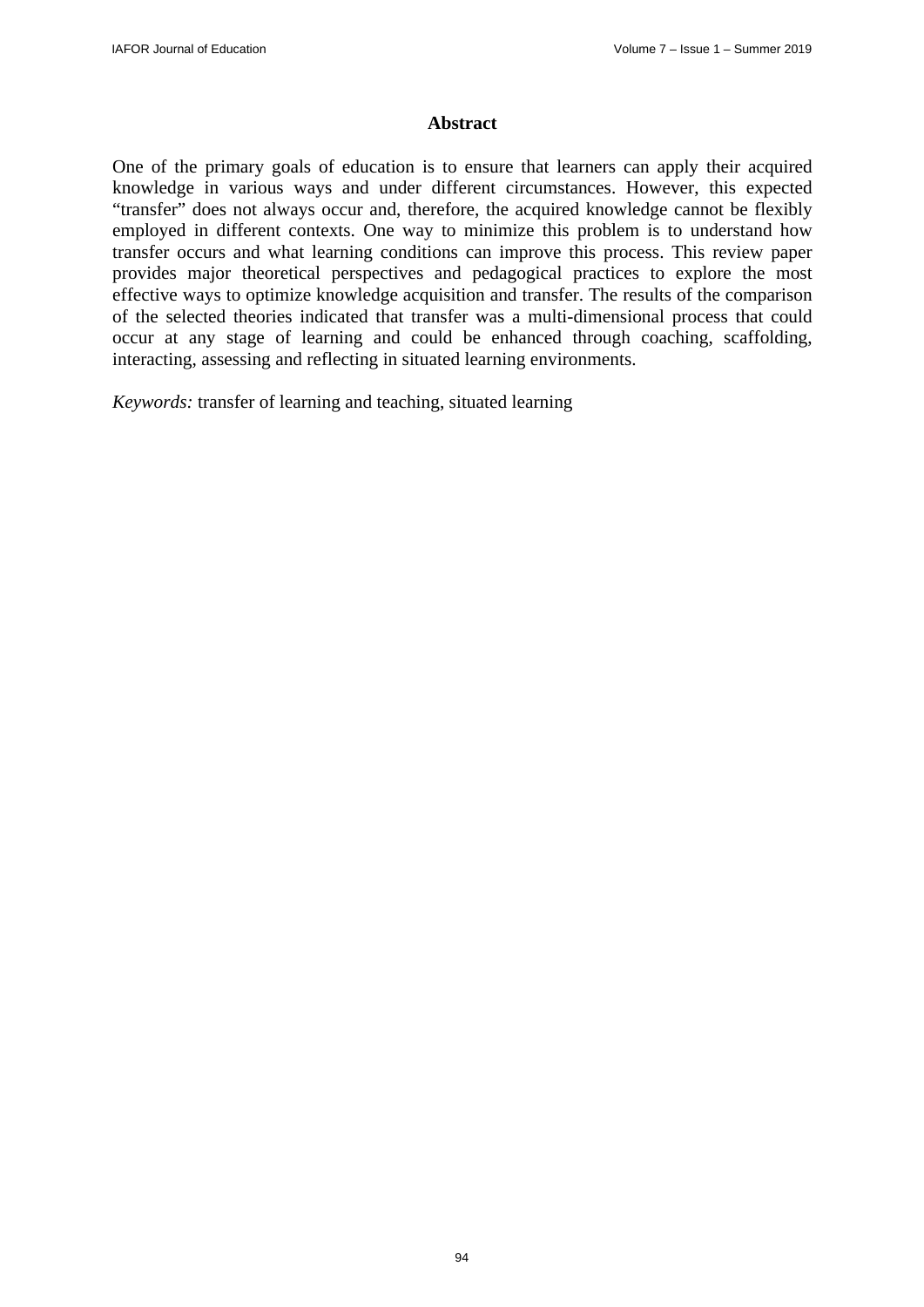## Abstract

One of the primary goals of education is to ensure that learners can apply their acquired knowledge in various ways and under different circumstances. However, this expected "transfer" does not always occur and, therefore, the acquired knowledge cannot be flexibly employed in different contexts. One way to minimize this problem is to understand how transfer occurs and what learning conditions can improve this process. This review paper provides major theoretical perspectives and pedagogical practices to explore the most effective ways to optimize knowledge acquisition and transfer. The results of the comparison of the selected theories indicated that transfer was a multi-dimensional process that could occur at any stage of learning and could be enhanced through coaching, scaffolding, interacting, assessing and reflecting in situated learning environments.

*Keywords:* transfer of learning and teaching, situated learning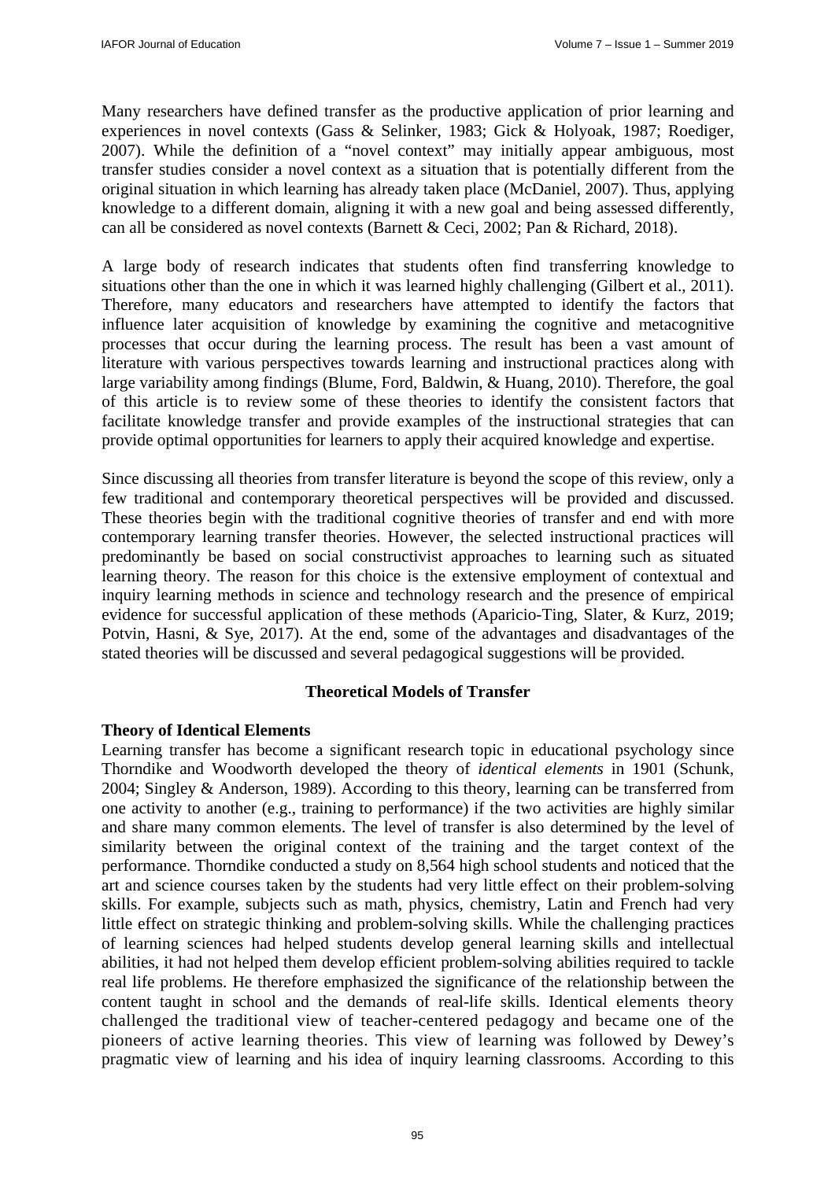Many researchers have defined transfer as the productive application of prior learning and experiences in novel contexts (Gass & Selinker, 1983; Gick & Holyoak, 1987; Roediger, 2007). While the definition of a "novel context" may initially appear ambiguous, most transfer studies consider a novel context as a situation that is potentially different from the original situation in which learning has already taken place (McDaniel, 2007). Thus, applying knowledge to a different domain, aligning it with a new goal and being assessed differently, can all be considered as novel contexts (Barnett & Ceci, 2002; Pan & Richard, 2018).

A large body of research indicates that students often find transferring knowledge to situations other than the one in which it was learned highly challenging (Gilbert et al., 2011). Therefore, many educators and researchers have attempted to identify the factors that influence later acquisition of knowledge by examining the cognitive and metacognitive processes that occur during the learning process. The result has been a vast amount of literature with various perspectives towards learning and instructional practices along with large variability among findings (Blume, Ford, Baldwin, & Huang, 2010). Therefore, the goal of this article is to review some of these theories to identify the consistent factors that facilitate knowledge transfer and provide examples of the instructional strategies that can provide optimal opportunities for learners to apply their acquired knowledge and expertise.

Since discussing all theories from transfer literature is beyond the scope of this review, only a few traditional and contemporary theoretical perspectives will be provided and discussed. These theories begin with the traditional cognitive theories of transfer and end with more contemporary learning transfer theories. However, the selected instructional practices will predominantly be based on social constructivist approaches to learning such as situated learning theory. The reason for this choice is the extensive employment of contextual and inquiry learning methods in science and technology research and the presence of empirical evidence for successful application of these methods (Aparicio-Ting, Slater, & Kurz, 2019; Potvin, Hasni, & Sye, 2017). At the end, some of the advantages and disadvantages of the stated theories will be discussed and several pedagogical suggestions will be provided.

## Theoretical Models of Transfer

### Theory of Identical Elements

Learning transfer has become a significant research topic in educational psychology since Thorndike and Woodworth developed the theory of *identical elements* in 1901 (Schunk, 2004; Singley & Anderson, 1989). According to this theory, learning can be transferred from one activity to another (e.g., training to performance) if the two activities are highly similar and share many common elements. The level of transfer is also determined by the level of similarity between the original context of the training and the target context of the performance. Thorndike conducted a study on 8,564 high school students and noticed that the art and science courses taken by the students had very little effect on their problem-solving skills. For example, subjects such as math, physics, chemistry, Latin and French had very little effect on strategic thinking and problem-solving skills. While the challenging practices of learning sciences had helped students develop general learning skills and intellectual abilities, it had not helped them develop efficient problem-solving abilities required to tackle real life problems. He therefore emphasized the significance of the relationship between the content taught in school and the demands of real-life skills. Identical elements theory challenged the traditional view of teacher-centered pedagogy and became one of the pioneers of active learning theories. This view of learning was followed by Dewey's pragmatic view of learning and his idea of inquiry learning classrooms. According to this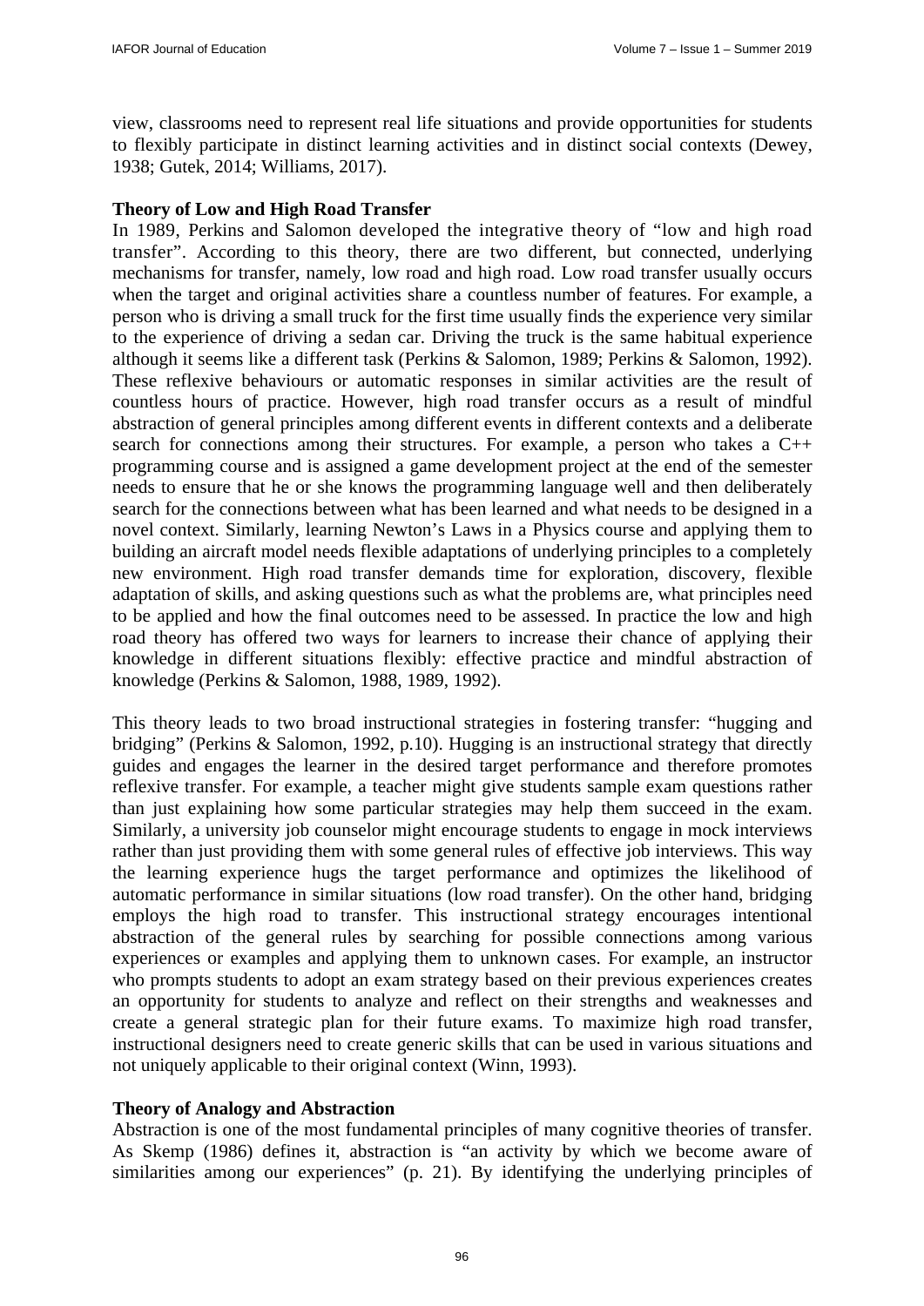view, classrooms need to represent real life situations and provide opportunities for students to flexibly participate in distinct learning activities and in distinct social contexts (Dewey, 1938; Gutek, 2014; Williams, 2017).

**Theory of Low and High Road Transfer**

In 1989, Perkins and Salomon developed the integrative theory of "low and high road transfer". According to this theory, there are two different, but connected, underlying mechanisms for transfer, namely, low road and high road. Low road transfer usually occurs when the target and original activities share a countless number of features. For example, a person who is driving a small truck for the first time usually finds the experience very similar to the experience of driving a sedan car. Driving the truck is the same habitual experience although it seems like a different task (Perkins & Salomon, 1989; Perkins & Salomon, 1992). These reflexive behaviours or automatic responses in similar activities are the result of countless hours of practice. However, high road transfer occurs as a result of mindful abstraction of general principles among different events in different contexts and a deliberate search for connections among their structures. For example, a person who takes a C++ programming course and is assigned a game development project at the end of the semester needs to ensure that he or she knows the programming language well and then deliberately search for the connections between what has been learned and what needs to be designed in a novel context. Similarly, learning Newton's Laws in a Physics course and applying them to building an aircraft model needs flexible adaptations of underlying principles to a completely new environment. High road transfer demands time for exploration, discovery, flexible adaptation of skills, and asking questions such as what the problems are, what principles need to be applied and how the final outcomes need to be assessed. In practice the low and high road theory has offered two ways for learners to increase their chance of applying their knowledge in different situations flexibly: effective practice and mindful abstraction of knowledge (Perkins & Salomon, 1988, 1989, 1992).

This theory leads to two broad instructional strategies in fostering transfer: "hugging and bridging" (Perkins & Salomon, 1992, p.10). Hugging is an instructional strategy that directly guides and engages the learner in the desired target performance and therefore promotes reflexive transfer. For example, a teacher might give students sample exam questions rather than just explaining how some particular strategies may help them succeed in the exam. Similarly, a university job counselor might encourage students to engage in mock interviews rather than just providing them with some general rules of effective job interviews. This way the learning experience hugs the target performance and optimizes the likelihood of automatic performance in similar situations (low road transfer). On the other hand, bridging employs the high road to transfer. This instructional strategy encourages intentional abstraction of the general rules by searching for possible connections among various experiences or examples and applying them to unknown cases. For example, an instructor who prompts students to adopt an exam strategy based on their previous experiences creates an opportunity for students to analyze and reflect on their strengths and weaknesses and create a general strategic plan for their future exams. To maximize high road transfer, instructional designers need to create generic skills that can be used in various situations and not uniquely applicable to their original context (Winn, 1993).

**Theory of Analogy and Abstraction**

Abstraction is one of the most fundamental principles of many cognitive theories of transfer. As Skemp (1986) defines it, abstraction is "an activity by which we become aware of similarities among our experiences" (p. 21). By identifying the underlying principles of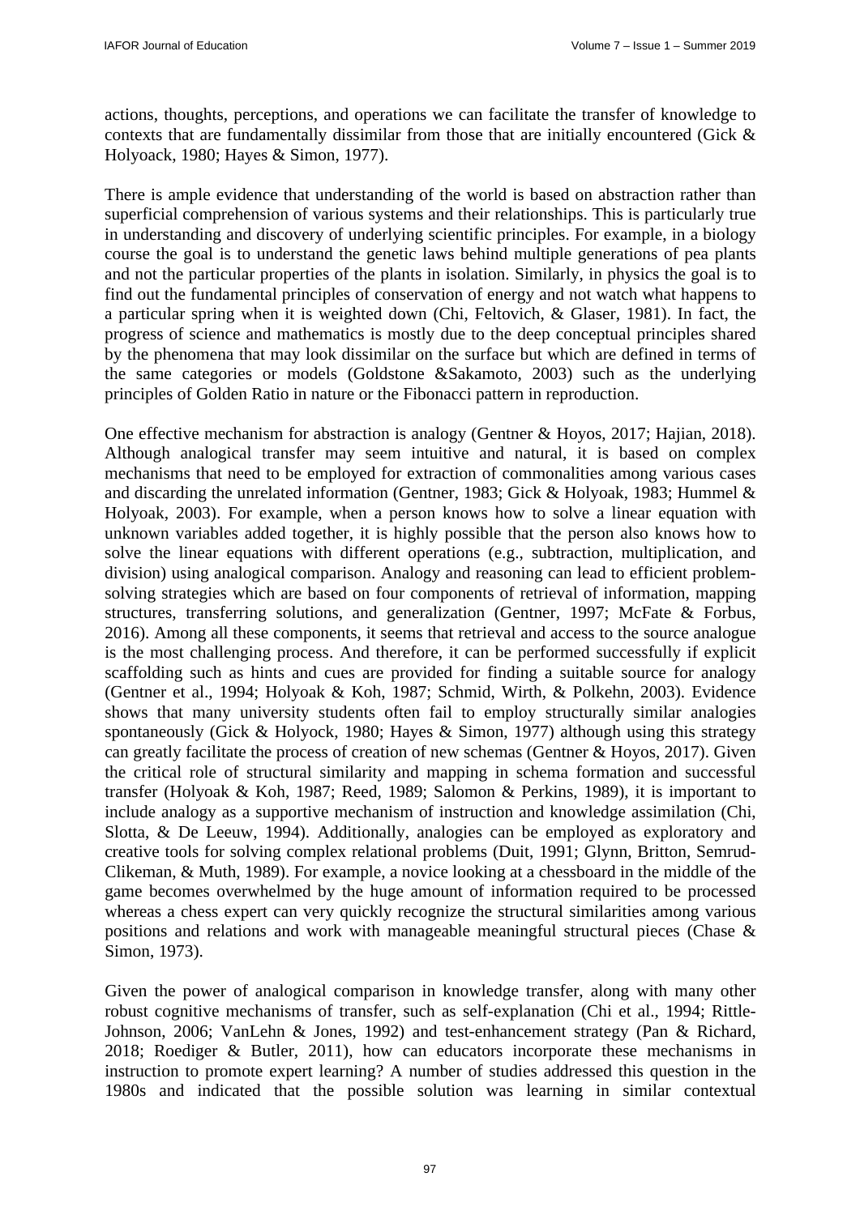actions, thoughts, perceptions, and operations we can facilitate the transfer of knowledge to contexts that are fundamentally dissimilar from those that are initially encountered (Gick & Holyoack, 1980; Hayes & Simon, 1977).

There is ample evidence that understanding of the world is based on abstraction rather than superficial comprehension of various systems and their relationships. This is particularly true in understanding and discovery of underlying scientific principles. For example, in a biology course the goal is to understand the genetic laws behind multiple generations of pea plants and not the particular properties of the plants in isolation. Similarly, in physics the goal is to find out the fundamental principles of conservation of energy and not watch what happens to a particular spring when it is weighted down (Chi, Feltovich, & Glaser, 1981). In fact, the progress of science and mathematics is mostly due to the deep conceptual principles shared by the phenomena that may look dissimilar on the surface but which are defined in terms of the same categories or models (Goldstone &Sakamoto, 2003) such as the underlying principles of Golden Ratio in nature or the Fibonacci pattern in reproduction.

One effective mechanism for abstraction is analogy (Gentner & Hoyos, 2017; Hajian, 2018). Although analogical transfer may seem intuitive and natural, it is based on complex mechanisms that need to be employed for extraction of commonalities among various cases and discarding the unrelated information (Gentner, 1983; Gick & Holyoak, 1983; Hummel & Holyoak, 2003). For example, when a person knows how to solve a linear equation with unknown variables added together, it is highly possible that the person also knows how to solve the linear equations with different operations (e.g., subtraction, multiplication, and division) using analogical comparison. Analogy and reasoning can lead to efficient problem-solving strategies which are based on four components of retrieval of information, mapping structures, transferring solutions, and generalization (Gentner, 1997; McFate & Forbus, 2016). Among all these components, it seems that retrieval and access to the source analogue is the most challenging process. And therefore, it can be performed successfully if explicit scaffolding such as hints and cues are provided for finding a suitable source for analogy (Gentner et al., 1994; Holyoak & Koh, 1987; Schmid, Wirth, & Polkehn, 2003). Evidence shows that many university students often fail to employ structurally similar analogies spontaneously (Gick & Holyock, 1980; Hayes & Simon, 1977) although using this strategy can greatly facilitate the process of creation of new schemas (Gentner & Hoyos, 2017). Given the critical role of structural similarity and mapping in schema formation and successful transfer (Holyoak & Koh, 1987; Reed, 1989; Salomon & Perkins, 1989), it is important to include analogy as a supportive mechanism of instruction and knowledge assimilation (Chi, Slotta, & De Leeuw, 1994). Additionally, analogies can be employed as exploratory and creative tools for solving complex relational problems (Duit, 1991; Glynn, Britton, Semrud-Clikeman, & Muth, 1989). For example, a novice looking at a chessboard in the middle of the game becomes overwhelmed by the huge amount of information required to be processed whereas a chess expert can very quickly recognize the structural similarities among various positions and relations and work with manageable meaningful structural pieces (Chase & Simon, 1973).

Given the power of analogical comparison in knowledge transfer, along with many other robust cognitive mechanisms of transfer, such as self-explanation (Chi et al., 1994; Rittle-Johnson, 2006; VanLehn & Jones, 1992) and test-enhancement strategy (Pan & Richard, 2018; Roediger & Butler, 2011), how can educators incorporate these mechanisms in instruction to promote expert learning? A number of studies addressed this question in the 1980s and indicated that the possible solution was learning in similar contextual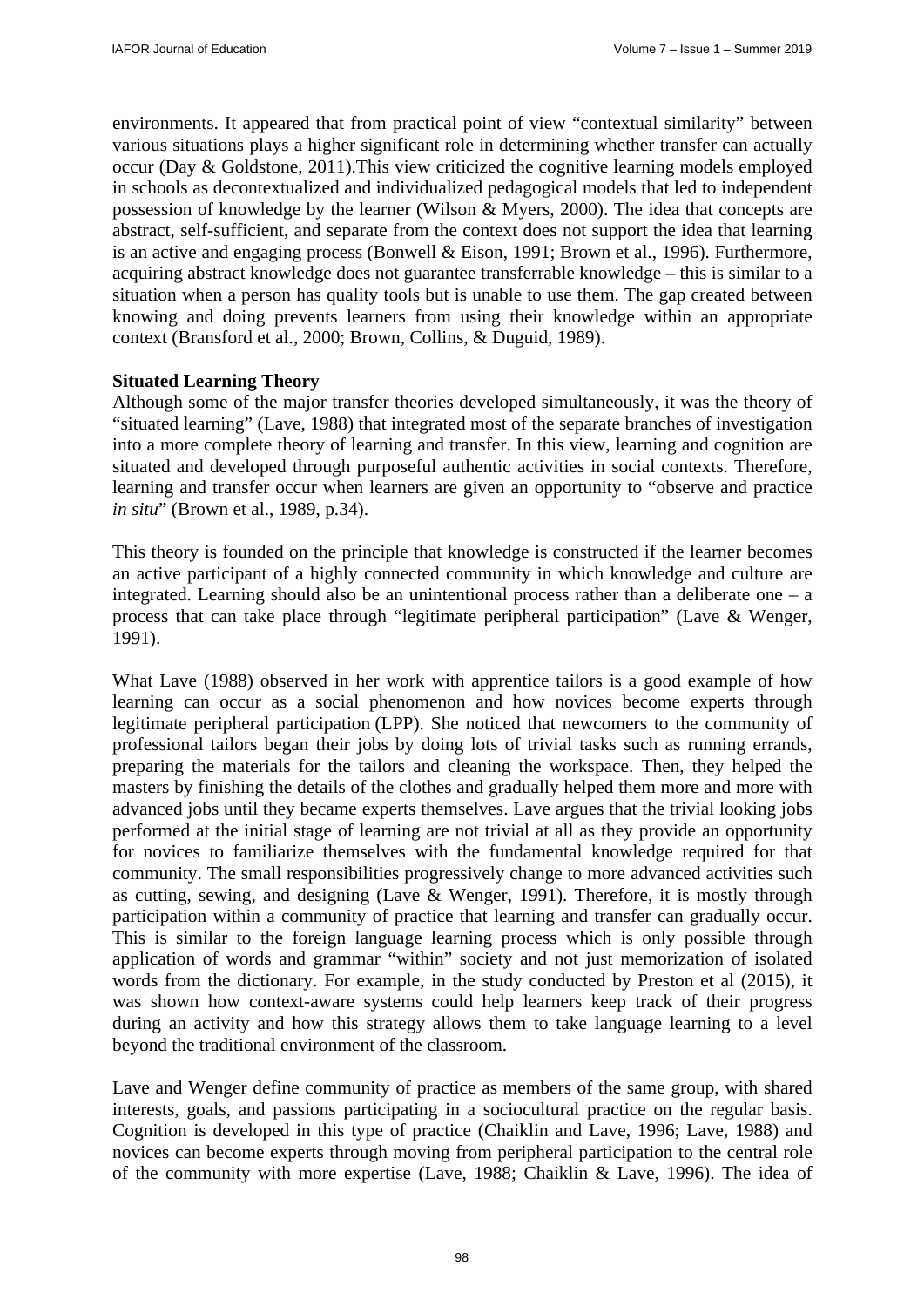environments. It appeared that from practical point of view "contextual similarity" between various situations plays a higher significant role in determining whether transfer can actually occur (Day & Goldstone, 2011).This view criticized the cognitive learning models employed in schools as decontextualized and individualized pedagogical models that led to independent possession of knowledge by the learner (Wilson & Myers, 2000). The idea that concepts are abstract, self-sufficient, and separate from the context does not support the idea that learning is an active and engaging process (Bonwell & Eison, 1991; Brown et al., 1996). Furthermore, acquiring abstract knowledge does not guarantee transferrable knowledge – this is similar to a situation when a person has quality tools but is unable to use them. The gap created between knowing and doing prevents learners from using their knowledge within an appropriate context (Bransford et al., 2000; Brown, Collins, & Duguid, 1989).

**Situated Learning Theory**

Although some of the major transfer theories developed simultaneously, it was the theory of "situated learning" (Lave, 1988) that integrated most of the separate branches of investigation into a more complete theory of learning and transfer. In this view, learning and cognition are situated and developed through purposeful authentic activities in social contexts. Therefore, learning and transfer occur when learners are given an opportunity to "observe and practice *in situ*" (Brown et al., 1989, p.34).

This theory is founded on the principle that knowledge is constructed if the learner becomes an active participant of a highly connected community in which knowledge and culture are integrated. Learning should also be an unintentional process rather than a deliberate one – a process that can take place through "legitimate peripheral participation" (Lave & Wenger, 1991).

What Lave (1988) observed in her work with apprentice tailors is a good example of how learning can occur as a social phenomenon and how novices become experts through legitimate peripheral participation (LPP). She noticed that newcomers to the community of professional tailors began their jobs by doing lots of trivial tasks such as running errands, preparing the materials for the tailors and cleaning the workspace. Then, they helped the masters by finishing the details of the clothes and gradually helped them more and more with advanced jobs until they became experts themselves. Lave argues that the trivial looking jobs performed at the initial stage of learning are not trivial at all as they provide an opportunity for novices to familiarize themselves with the fundamental knowledge required for that community. The small responsibilities progressively change to more advanced activities such as cutting, sewing, and designing (Lave & Wenger, 1991). Therefore, it is mostly through participation within a community of practice that learning and transfer can gradually occur. This is similar to the foreign language learning process which is only possible through application of words and grammar "within" society and not just memorization of isolated words from the dictionary. For example, in the study conducted by Preston et al (2015), it was shown how context-aware systems could help learners keep track of their progress during an activity and how this strategy allows them to take language learning to a level beyond the traditional environment of the classroom.

Lave and Wenger define community of practice as members of the same group, with shared interests, goals, and passions participating in a sociocultural practice on the regular basis. Cognition is developed in this type of practice (Chaiklin and Lave, 1996; Lave, 1988) and novices can become experts through moving from peripheral participation to the central role of the community with more expertise (Lave, 1988; Chaiklin & Lave, 1996). The idea of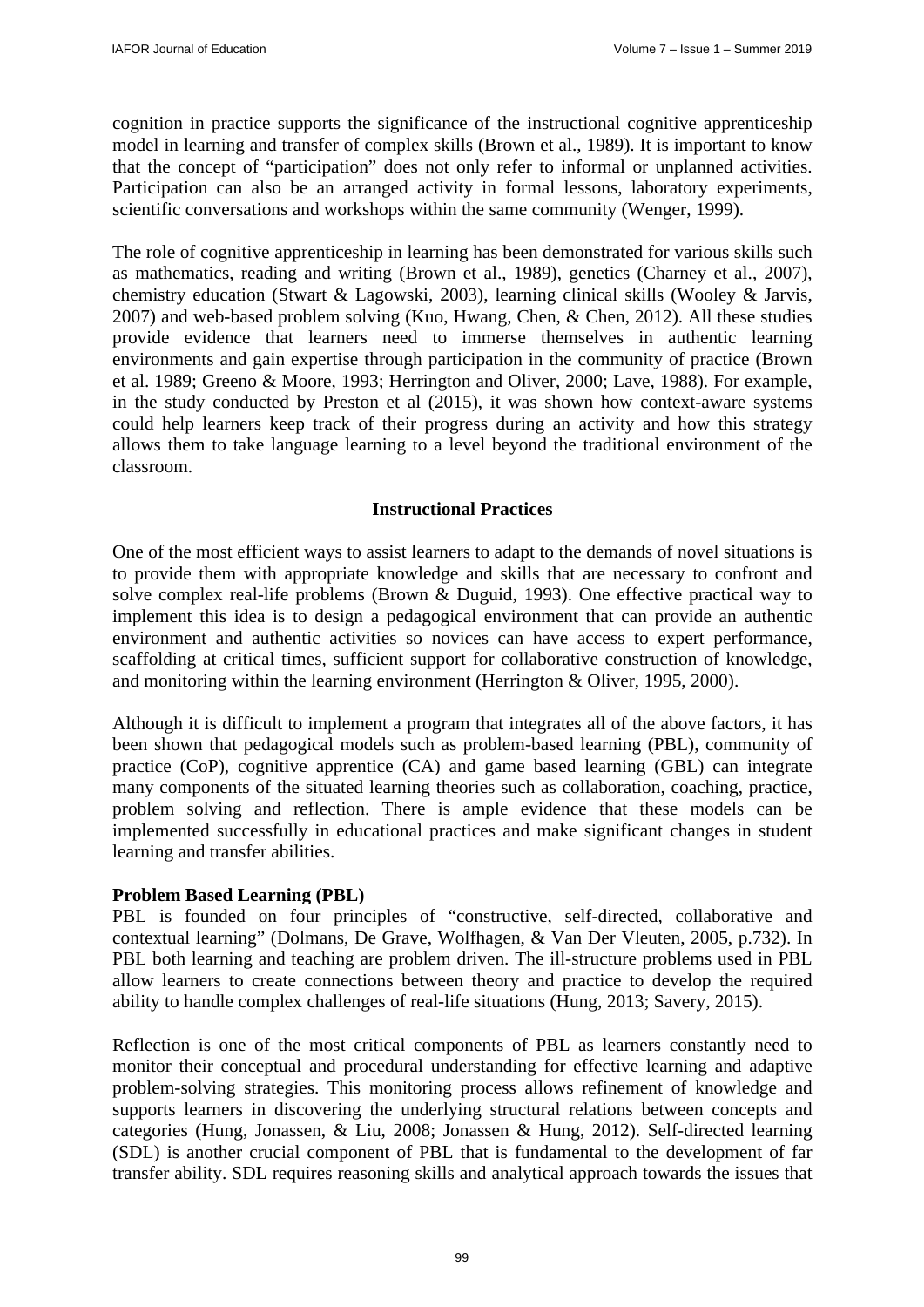cognition in practice supports the significance of the instructional cognitive apprenticeship model in learning and transfer of complex skills (Brown et al., 1989). It is important to know that the concept of "participation" does not only refer to informal or unplanned activities. Participation can also be an arranged activity in formal lessons, laboratory experiments, scientific conversations and workshops within the same community (Wenger, 1999).

The role of cognitive apprenticeship in learning has been demonstrated for various skills such as mathematics, reading and writing (Brown et al., 1989), genetics (Charney et al., 2007), chemistry education (Stwart & Lagowski, 2003), learning clinical skills (Wooley & Jarvis, 2007) and web-based problem solving (Kuo, Hwang, Chen, & Chen, 2012). All these studies provide evidence that learners need to immerse themselves in authentic learning environments and gain expertise through participation in the community of practice (Brown et al. 1989; Greeno & Moore, 1993; Herrington and Oliver, 2000; Lave, 1988). For example, in the study conducted by Preston et al (2015), it was shown how context-aware systems could help learners keep track of their progress during an activity and how this strategy allows them to take language learning to a level beyond the traditional environment of the classroom.

## Instructional Practices

One of the most efficient ways to assist learners to adapt to the demands of novel situations is to provide them with appropriate knowledge and skills that are necessary to confront and solve complex real-life problems (Brown & Duguid, 1993). One effective practical way to implement this idea is to design a pedagogical environment that can provide an authentic environment and authentic activities so novices can have access to expert performance, scaffolding at critical times, sufficient support for collaborative construction of knowledge, and monitoring within the learning environment (Herrington & Oliver, 1995, 2000).

Although it is difficult to implement a program that integrates all of the above factors, it has been shown that pedagogical models such as problem-based learning (PBL), community of practice (CoP), cognitive apprentice (CA) and game based learning (GBL) can integrate many components of the situated learning theories such as collaboration, coaching, practice, problem solving and reflection. There is ample evidence that these models can be implemented successfully in educational practices and make significant changes in student learning and transfer abilities.

### Problem Based Learning (PBL)

PBL is founded on four principles of "constructive, self-directed, collaborative and contextual learning" (Dolmans, De Grave, Wolfhagen, & Van Der Vleuten, 2005, p.732). In PBL both learning and teaching are problem driven. The ill-structure problems used in PBL allow learners to create connections between theory and practice to develop the required ability to handle complex challenges of real-life situations (Hung, 2013; Savery, 2015).

Reflection is one of the most critical components of PBL as learners constantly need to monitor their conceptual and procedural understanding for effective learning and adaptive problem-solving strategies. This monitoring process allows refinement of knowledge and supports learners in discovering the underlying structural relations between concepts and categories (Hung, Jonassen, & Liu, 2008; Jonassen & Hung, 2012). Self-directed learning (SDL) is another crucial component of PBL that is fundamental to the development of far transfer ability. SDL requires reasoning skills and analytical approach towards the issues that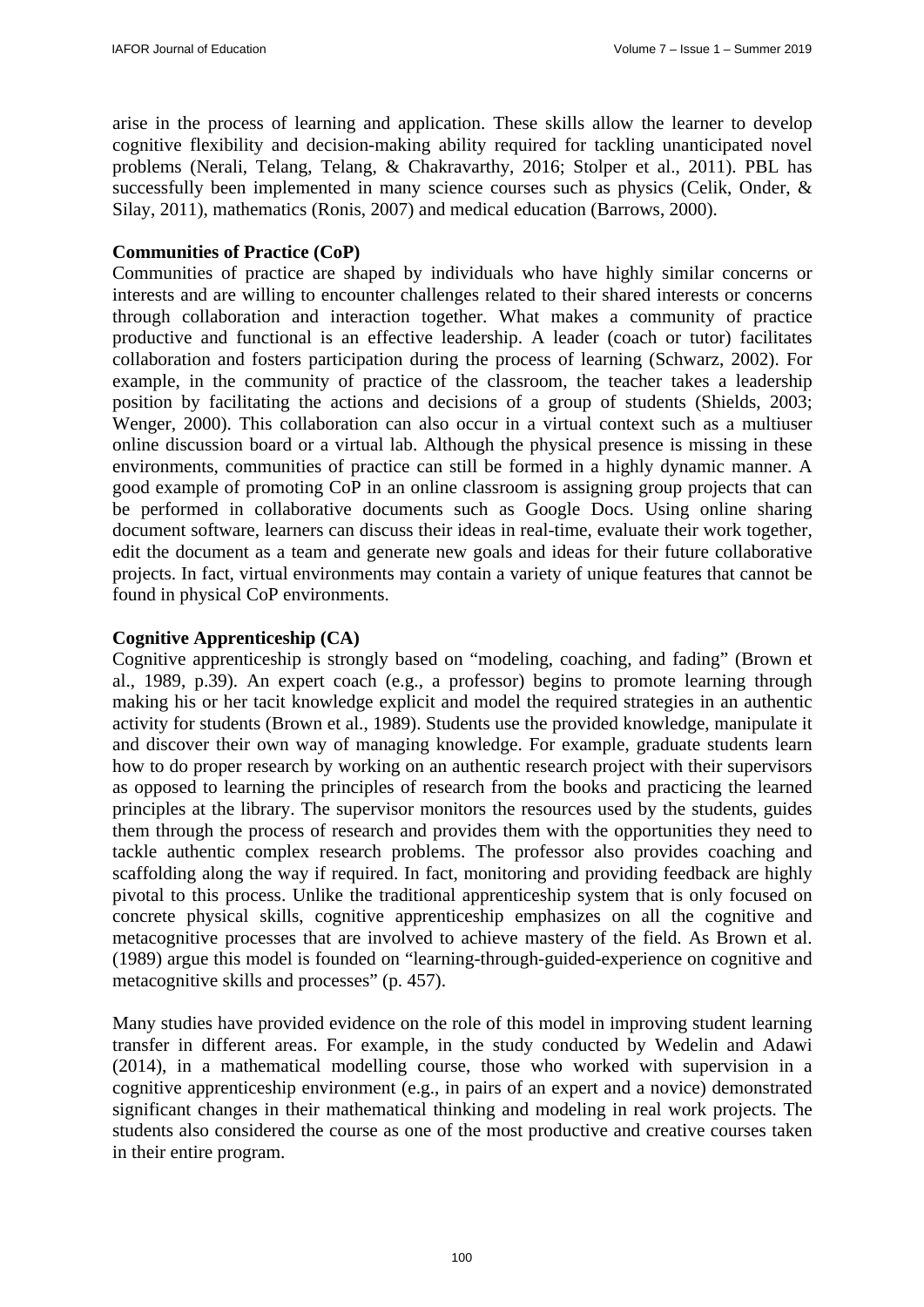arise in the process of learning and application. These skills allow the learner to develop cognitive flexibility and decision-making ability required for tackling unanticipated novel problems (Nerali, Telang, Telang, & Chakravarthy, 2016; Stolper et al., 2011). PBL has successfully been implemented in many science courses such as physics (Celik, Onder, & Silay, 2011), mathematics (Ronis, 2007) and medical education (Barrows, 2000).

**Communities of Practice (CoP)**

Communities of practice are shaped by individuals who have highly similar concerns or interests and are willing to encounter challenges related to their shared interests or concerns through collaboration and interaction together. What makes a community of practice productive and functional is an effective leadership. A leader (coach or tutor) facilitates collaboration and fosters participation during the process of learning (Schwarz, 2002). For example, in the community of practice of the classroom, the teacher takes a leadership position by facilitating the actions and decisions of a group of students (Shields, 2003; Wenger, 2000). This collaboration can also occur in a virtual context such as a multiuser online discussion board or a virtual lab. Although the physical presence is missing in these environments, communities of practice can still be formed in a highly dynamic manner. A good example of promoting CoP in an online classroom is assigning group projects that can be performed in collaborative documents such as Google Docs. Using online sharing document software, learners can discuss their ideas in real-time, evaluate their work together, edit the document as a team and generate new goals and ideas for their future collaborative projects. In fact, virtual environments may contain a variety of unique features that cannot be found in physical CoP environments.

**Cognitive Apprenticeship (CA)**

Cognitive apprenticeship is strongly based on "modeling, coaching, and fading" (Brown et al., 1989, p.39). An expert coach (e.g., a professor) begins to promote learning through making his or her tacit knowledge explicit and model the required strategies in an authentic activity for students (Brown et al., 1989). Students use the provided knowledge, manipulate it and discover their own way of managing knowledge. For example, graduate students learn how to do proper research by working on an authentic research project with their supervisors as opposed to learning the principles of research from the books and practicing the learned principles at the library. The supervisor monitors the resources used by the students, guides them through the process of research and provides them with the opportunities they need to tackle authentic complex research problems. The professor also provides coaching and scaffolding along the way if required. In fact, monitoring and providing feedback are highly pivotal to this process. Unlike the traditional apprenticeship system that is only focused on concrete physical skills, cognitive apprenticeship emphasizes on all the cognitive and metacognitive processes that are involved to achieve mastery of the field. As Brown et al. (1989) argue this model is founded on "learning-through-guided-experience on cognitive and metacognitive skills and processes" (p. 457).

Many studies have provided evidence on the role of this model in improving student learning transfer in different areas. For example, in the study conducted by Wedelin and Adawi (2014), in a mathematical modelling course, those who worked with supervision in a cognitive apprenticeship environment (e.g., in pairs of an expert and a novice) demonstrated significant changes in their mathematical thinking and modeling in real work projects. The students also considered the course as one of the most productive and creative courses taken in their entire program.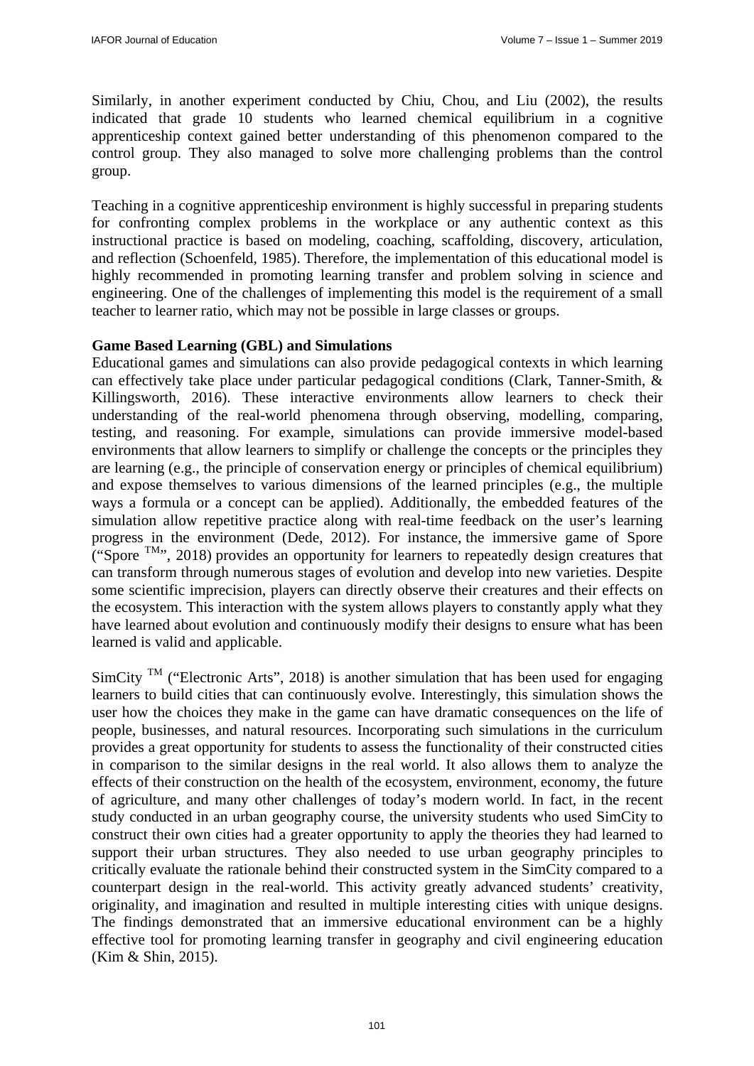Similarly, in another experiment conducted by Chiu, Chou, and Liu (2002), the results indicated that grade 10 students who learned chemical equilibrium in a cognitive apprenticeship context gained better understanding of this phenomenon compared to the control group. They also managed to solve more challenging problems than the control group.

Teaching in a cognitive apprenticeship environment is highly successful in preparing students for confronting complex problems in the workplace or any authentic context as this instructional practice is based on modeling, coaching, scaffolding, discovery, articulation, and reflection (Schoenfeld, 1985). Therefore, the implementation of this educational model is highly recommended in promoting learning transfer and problem solving in science and engineering. One of the challenges of implementing this model is the requirement of a small teacher to learner ratio, which may not be possible in large classes or groups.

**Game Based Learning (GBL) and Simulations**

Educational games and simulations can also provide pedagogical contexts in which learning can effectively take place under particular pedagogical conditions (Clark, Tanner-Smith, & Killingsworth, 2016). These interactive environments allow learners to check their understanding of the real-world phenomena through observing, modelling, comparing, testing, and reasoning. For example, simulations can provide immersive model-based environments that allow learners to simplify or challenge the concepts or the principles they are learning (e.g., the principle of conservation energy or principles of chemical equilibrium) and expose themselves to various dimensions of the learned principles (e.g., the multiple ways a formula or a concept can be applied). Additionally, the embedded features of the simulation allow repetitive practice along with real-time feedback on the user's learning progress in the environment (Dede, 2012). For instance, the immersive game of Spore ("Spore ™", 2018) provides an opportunity for learners to repeatedly design creatures that can transform through numerous stages of evolution and develop into new varieties. Despite some scientific imprecision, players can directly observe their creatures and their effects on the ecosystem. This interaction with the system allows players to constantly apply what they have learned about evolution and continuously modify their designs to ensure what has been learned is valid and applicable.

SimCity ™ ("Electronic Arts", 2018) is another simulation that has been used for engaging learners to build cities that can continuously evolve. Interestingly, this simulation shows the user how the choices they make in the game can have dramatic consequences on the life of people, businesses, and natural resources. Incorporating such simulations in the curriculum provides a great opportunity for students to assess the functionality of their constructed cities in comparison to the similar designs in the real world. It also allows them to analyze the effects of their construction on the health of the ecosystem, environment, economy, the future of agriculture, and many other challenges of today's modern world. In fact, in the recent study conducted in an urban geography course, the university students who used SimCity to construct their own cities had a greater opportunity to apply the theories they had learned to support their urban structures. They also needed to use urban geography principles to critically evaluate the rationale behind their constructed system in the SimCity compared to a counterpart design in the real-world. This activity greatly advanced students' creativity, originality, and imagination and resulted in multiple interesting cities with unique designs. The findings demonstrated that an immersive educational environment can be a highly effective tool for promoting learning transfer in geography and civil engineering education (Kim & Shin, 2015).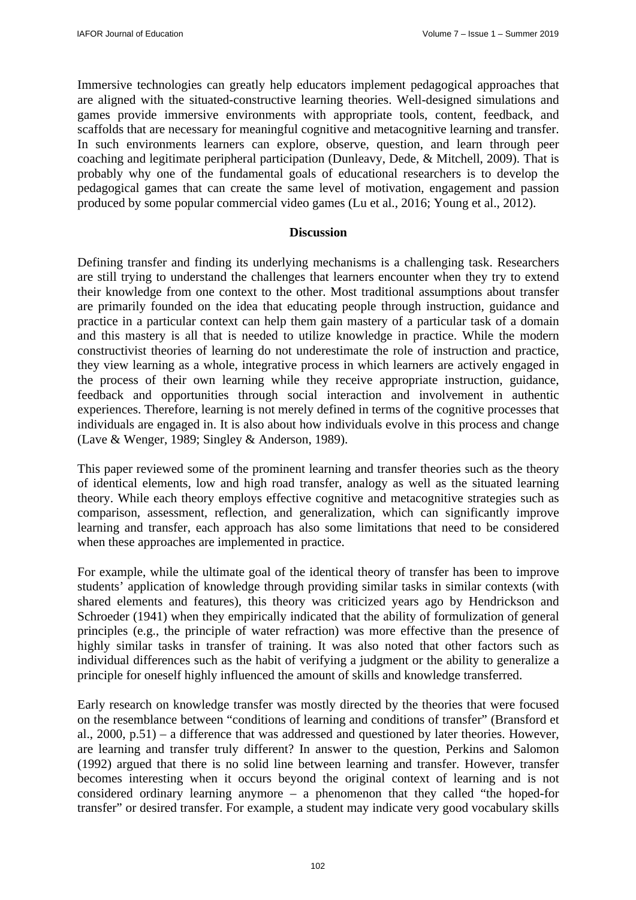Immersive technologies can greatly help educators implement pedagogical approaches that are aligned with the situated-constructive learning theories. Well-designed simulations and games provide immersive environments with appropriate tools, content, feedback, and scaffolds that are necessary for meaningful cognitive and metacognitive learning and transfer. In such environments learners can explore, observe, question, and learn through peer coaching and legitimate peripheral participation (Dunleavy, Dede, & Mitchell, 2009). That is probably why one of the fundamental goals of educational researchers is to develop the pedagogical games that can create the same level of motivation, engagement and passion produced by some popular commercial video games (Lu et al., 2016; Young et al., 2012).

## Discussion

Defining transfer and finding its underlying mechanisms is a challenging task. Researchers are still trying to understand the challenges that learners encounter when they try to extend their knowledge from one context to the other. Most traditional assumptions about transfer are primarily founded on the idea that educating people through instruction, guidance and practice in a particular context can help them gain mastery of a particular task of a domain and this mastery is all that is needed to utilize knowledge in practice. While the modern constructivist theories of learning do not underestimate the role of instruction and practice, they view learning as a whole, integrative process in which learners are actively engaged in the process of their own learning while they receive appropriate instruction, guidance, feedback and opportunities through social interaction and involvement in authentic experiences. Therefore, learning is not merely defined in terms of the cognitive processes that individuals are engaged in. It is also about how individuals evolve in this process and change (Lave & Wenger, 1989; Singley & Anderson, 1989).

This paper reviewed some of the prominent learning and transfer theories such as the theory of identical elements, low and high road transfer, analogy as well as the situated learning theory. While each theory employs effective cognitive and metacognitive strategies such as comparison, assessment, reflection, and generalization, which can significantly improve learning and transfer, each approach has also some limitations that need to be considered when these approaches are implemented in practice.

For example, while the ultimate goal of the identical theory of transfer has been to improve students' application of knowledge through providing similar tasks in similar contexts (with shared elements and features), this theory was criticized years ago by Hendrickson and Schroeder (1941) when they empirically indicated that the ability of formulization of general principles (e.g., the principle of water refraction) was more effective than the presence of highly similar tasks in transfer of training. It was also noted that other factors such as individual differences such as the habit of verifying a judgment or the ability to generalize a principle for oneself highly influenced the amount of skills and knowledge transferred.

Early research on knowledge transfer was mostly directed by the theories that were focused on the resemblance between "conditions of learning and conditions of transfer" (Bransford et al., 2000, p.51) – a difference that was addressed and questioned by later theories. However, are learning and transfer truly different? In answer to the question, Perkins and Salomon (1992) argued that there is no solid line between learning and transfer. However, transfer becomes interesting when it occurs beyond the original context of learning and is not considered ordinary learning anymore – a phenomenon that they called "the hoped-for transfer" or desired transfer. For example, a student may indicate very good vocabulary skills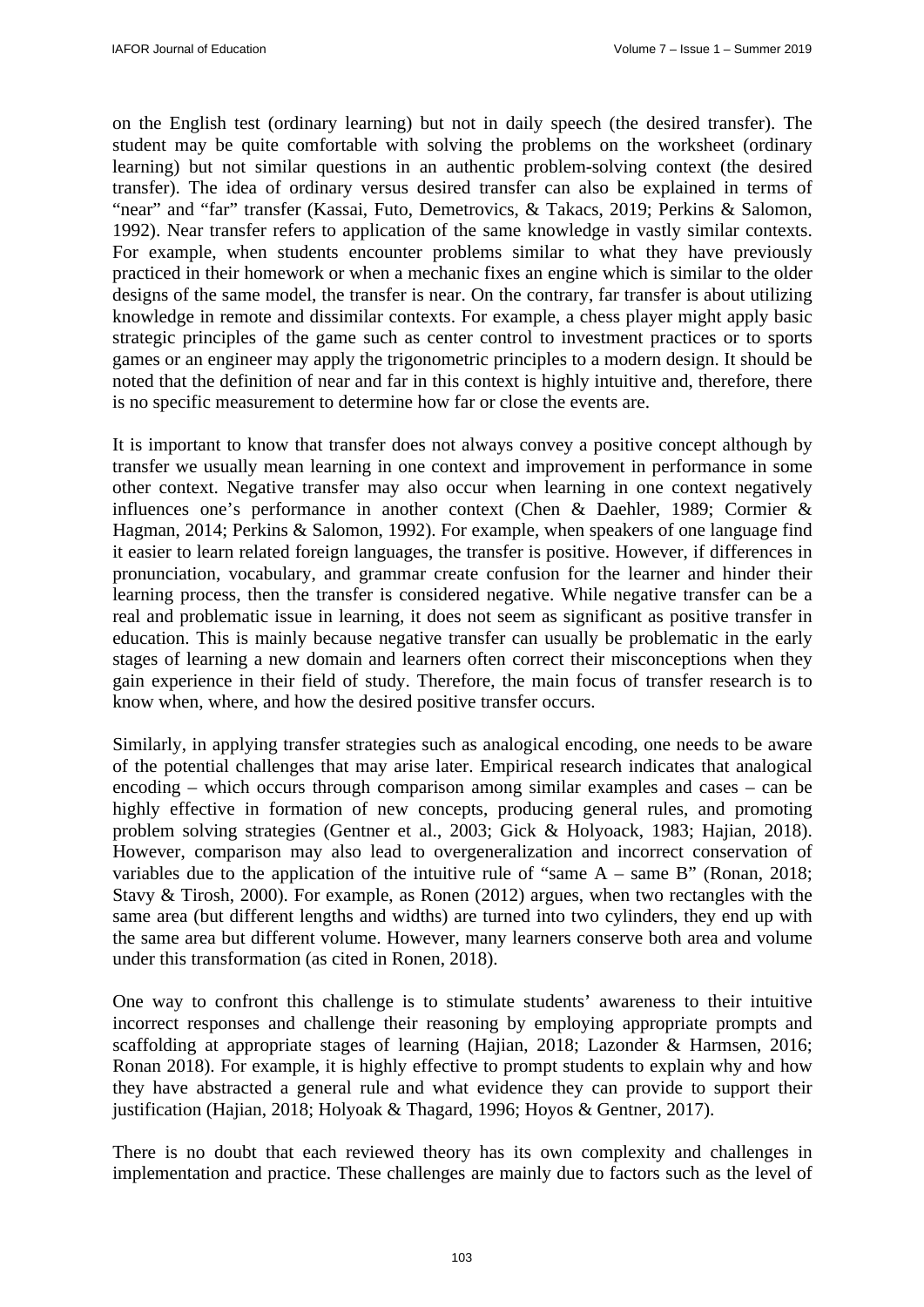on the English test (ordinary learning) but not in daily speech (the desired transfer). The student may be quite comfortable with solving the problems on the worksheet (ordinary learning) but not similar questions in an authentic problem-solving context (the desired transfer). The idea of ordinary versus desired transfer can also be explained in terms of "near" and "far" transfer (Kassai, Futo, Demetrovics, & Takacs, 2019; Perkins & Salomon, 1992). Near transfer refers to application of the same knowledge in vastly similar contexts. For example, when students encounter problems similar to what they have previously practiced in their homework or when a mechanic fixes an engine which is similar to the older designs of the same model, the transfer is near. On the contrary, far transfer is about utilizing knowledge in remote and dissimilar contexts. For example, a chess player might apply basic strategic principles of the game such as center control to investment practices or to sports games or an engineer may apply the trigonometric principles to a modern design. It should be noted that the definition of near and far in this context is highly intuitive and, therefore, there is no specific measurement to determine how far or close the events are.

It is important to know that transfer does not always convey a positive concept although by transfer we usually mean learning in one context and improvement in performance in some other context. Negative transfer may also occur when learning in one context negatively influences one's performance in another context (Chen & Daehler, 1989; Cormier & Hagman, 2014; Perkins & Salomon, 1992). For example, when speakers of one language find it easier to learn related foreign languages, the transfer is positive. However, if differences in pronunciation, vocabulary, and grammar create confusion for the learner and hinder their learning process, then the transfer is considered negative. While negative transfer can be a real and problematic issue in learning, it does not seem as significant as positive transfer in education. This is mainly because negative transfer can usually be problematic in the early stages of learning a new domain and learners often correct their misconceptions when they gain experience in their field of study. Therefore, the main focus of transfer research is to know when, where, and how the desired positive transfer occurs.

Similarly, in applying transfer strategies such as analogical encoding, one needs to be aware of the potential challenges that may arise later. Empirical research indicates that analogical encoding – which occurs through comparison among similar examples and cases – can be highly effective in formation of new concepts, producing general rules, and promoting problem solving strategies (Gentner et al., 2003; Gick & Holyoack, 1983; Hajian, 2018). However, comparison may also lead to overgeneralization and incorrect conservation of variables due to the application of the intuitive rule of "same A – same B" (Ronan, 2018; Stavy & Tirosh, 2000). For example, as Ronen (2012) argues, when two rectangles with the same area (but different lengths and widths) are turned into two cylinders, they end up with the same area but different volume. However, many learners conserve both area and volume under this transformation (as cited in Ronen, 2018).

One way to confront this challenge is to stimulate students' awareness to their intuitive incorrect responses and challenge their reasoning by employing appropriate prompts and scaffolding at appropriate stages of learning (Hajian, 2018; Lazonder & Harmsen, 2016; Ronan 2018). For example, it is highly effective to prompt students to explain why and how they have abstracted a general rule and what evidence they can provide to support their justification (Hajian, 2018; Holyoak & Thagard, 1996; Hoyos & Gentner, 2017).

There is no doubt that each reviewed theory has its own complexity and challenges in implementation and practice. These challenges are mainly due to factors such as the level of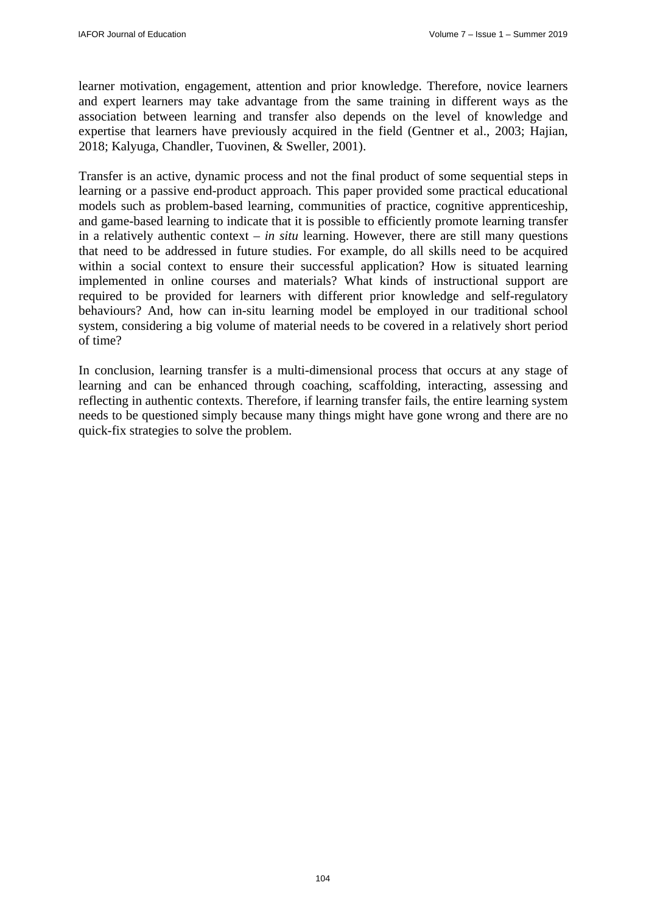learner motivation, engagement, attention and prior knowledge. Therefore, novice learners and expert learners may take advantage from the same training in different ways as the association between learning and transfer also depends on the level of knowledge and expertise that learners have previously acquired in the field (Gentner et al., 2003; Hajian, 2018; Kalyuga, Chandler, Tuovinen, & Sweller, 2001).

Transfer is an active, dynamic process and not the final product of some sequential steps in learning or a passive end-product approach. This paper provided some practical educational models such as problem-based learning, communities of practice, cognitive apprenticeship, and game-based learning to indicate that it is possible to efficiently promote learning transfer in a relatively authentic context – *in situ* learning. However, there are still many questions that need to be addressed in future studies. For example, do all skills need to be acquired within a social context to ensure their successful application? How is situated learning implemented in online courses and materials? What kinds of instructional support are required to be provided for learners with different prior knowledge and self-regulatory behaviours? And, how can in-situ learning model be employed in our traditional school system, considering a big volume of material needs to be covered in a relatively short period of time?

In conclusion, learning transfer is a multi-dimensional process that occurs at any stage of learning and can be enhanced through coaching, scaffolding, interacting, assessing and reflecting in authentic contexts. Therefore, if learning transfer fails, the entire learning system needs to be questioned simply because many things might have gone wrong and there are no quick-fix strategies to solve the problem.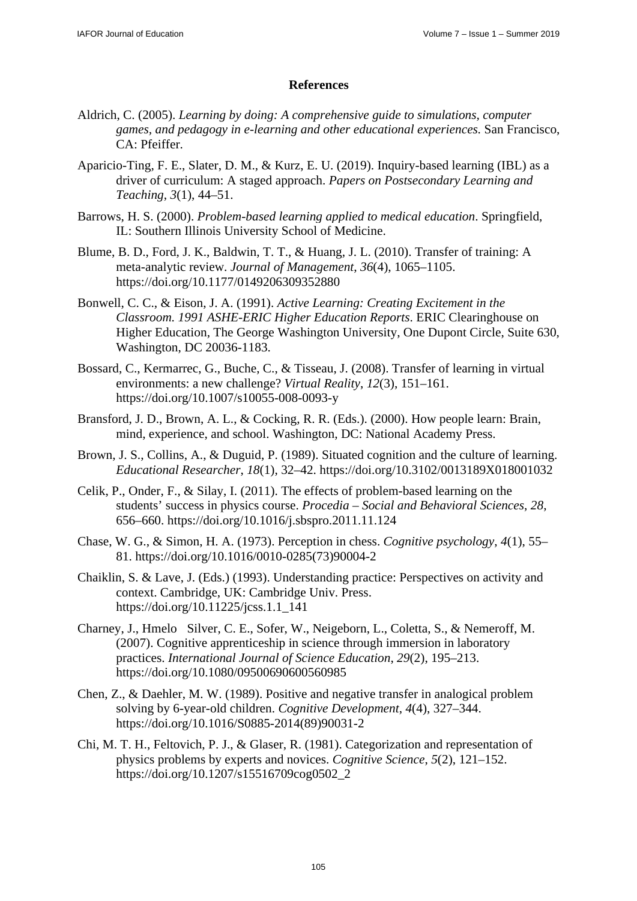## References

Aldrich, C. (2005). *Learning by doing: A comprehensive guide to simulations, computer games, and pedagogy in e-learning and other educational experiences.* San Francisco, CA: Pfeiffer.

Aparicio-Ting, F. E., Slater, D. M., & Kurz, E. U. (2019). Inquiry-based learning (IBL) as a driver of curriculum: A staged approach. *Papers on Postsecondary Learning and Teaching*, *3*(1), 44–51.

Barrows, H. S. (2000). *Problem-based learning applied to medical education*. Springfield, IL: Southern Illinois University School of Medicine.

Blume, B. D., Ford, J. K., Baldwin, T. T., & Huang, J. L. (2010). Transfer of training: A meta-analytic review. *Journal of Management*, *36*(4), 1065–1105. https://doi.org/10.1177/0149206309352880

Bonwell, C. C., & Eison, J. A. (1991). *Active Learning: Creating Excitement in the Classroom. 1991 ASHE-ERIC Higher Education Reports*. ERIC Clearinghouse on Higher Education, The George Washington University, One Dupont Circle, Suite 630, Washington, DC 20036-1183.

Bossard, C., Kermarrec, G., Buche, C., & Tisseau, J. (2008). Transfer of learning in virtual environments: a new challenge? *Virtual Reality*, *12*(3), 151–161. https://doi.org/10.1007/s10055-008-0093-y

Bransford, J. D., Brown, A. L., & Cocking, R. R. (Eds.). (2000). How people learn: Brain, mind, experience, and school. Washington, DC: National Academy Press.

Brown, J. S., Collins, A., & Duguid, P. (1989). Situated cognition and the culture of learning. *Educational Researcher*, *18*(1), 32–42. https://doi.org/10.3102/0013189X018001032

Celik, P., Onder, F., & Silay, I. (2011). The effects of problem-based learning on the students' success in physics course. *Procedia – Social and Behavioral Sciences*, *28*, 656–660. https://doi.org/10.1016/j.sbspro.2011.11.124

Chase, W. G., & Simon, H. A. (1973). Perception in chess. *Cognitive psychology*, *4*(1), 55–81. https://doi.org/10.1016/0010-0285(73)90004-2

Chaiklin, S. & Lave, J. (Eds.) (1993). Understanding practice: Perspectives on activity and context. Cambridge, UK: Cambridge Univ. Press. https://doi.org/10.11225/jcss.1.1_141

Charney, J., Hmelo Silver, C. E., Sofer, W., Neigeborn, L., Coletta, S., & Nemeroff, M. (2007). Cognitive apprenticeship in science through immersion in laboratory practices. *International Journal of Science Education*, *29*(2), 195–213. https://doi.org/10.1080/09500690600560985

Chen, Z., & Daehler, M. W. (1989). Positive and negative transfer in analogical problem solving by 6-year-old children. *Cognitive Development*, *4*(4), 327–344. https://doi.org/10.1016/S0885-2014(89)90031-2

Chi, M. T. H., Feltovich, P. J., & Glaser, R. (1981). Categorization and representation of physics problems by experts and novices. *Cognitive Science, 5*(2), 121–152. https://doi.org/10.1207/s15516709cog0502_2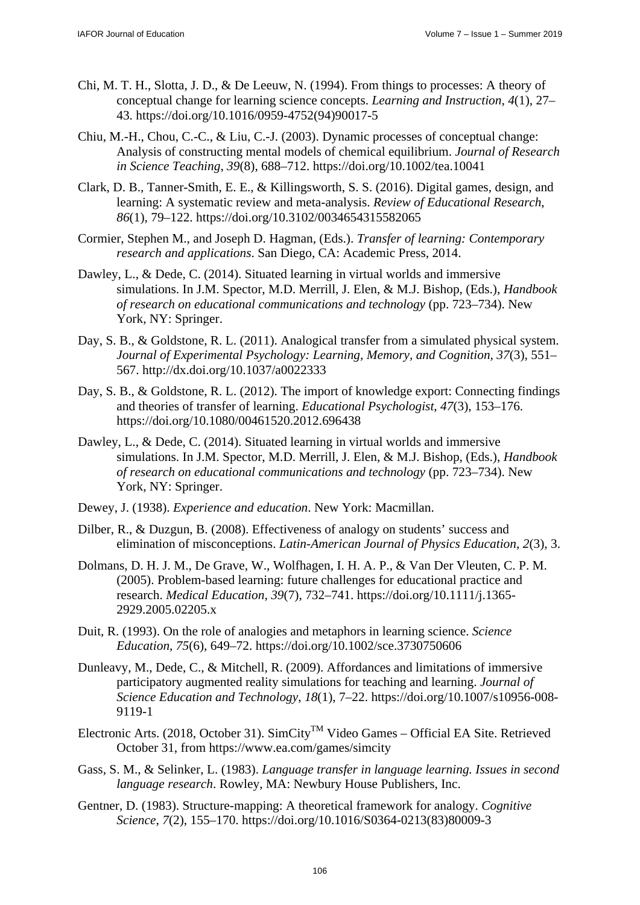Chi, M. T. H., Slotta, J. D., & De Leeuw, N. (1994). From things to processes: A theory of conceptual change for learning science concepts. *Learning and Instruction*, *4*(1), 27–43. https://doi.org/10.1016/0959-4752(94)90017-5

Chiu, M.-H., Chou, C.-C., & Liu, C.-J. (2003). Dynamic processes of conceptual change: Analysis of constructing mental models of chemical equilibrium. *Journal of Research in Science Teaching*, *39*(8), 688–712. https://doi.org/10.1002/tea.10041

Clark, D. B., Tanner-Smith, E. E., & Killingsworth, S. S. (2016). Digital games, design, and learning: A systematic review and meta-analysis. *Review of Educational Research*, *86*(1), 79–122. https://doi.org/10.3102/0034654315582065

Cormier, Stephen M., and Joseph D. Hagman, (Eds.). *Transfer of learning: Contemporary research and applications*. San Diego, CA: Academic Press, 2014.

Dawley, L., & Dede, C. (2014). Situated learning in virtual worlds and immersive simulations. In J.M. Spector, M.D. Merrill, J. Elen, & M.J. Bishop, (Eds.), *Handbook of research on educational communications and technology* (pp. 723–734). New York, NY: Springer.

Day, S. B., & Goldstone, R. L. (2011). Analogical transfer from a simulated physical system. *Journal of Experimental Psychology: Learning, Memory, and Cognition, 37*(3), 551–567. http://dx.doi.org/10.1037/a0022333

Day, S. B., & Goldstone, R. L. (2012). The import of knowledge export: Connecting findings and theories of transfer of learning. *Educational Psychologist*, *47*(3), 153–176. https://doi.org/10.1080/00461520.2012.696438

Dawley, L., & Dede, C. (2014). Situated learning in virtual worlds and immersive simulations. In J.M. Spector, M.D. Merrill, J. Elen, & M.J. Bishop, (Eds.), *Handbook of research on educational communications and technology* (pp. 723–734). New York, NY: Springer.

Dewey, J. (1938). *Experience and education*. New York: Macmillan.

Dilber, R., & Duzgun, B. (2008). Effectiveness of analogy on students' success and elimination of misconceptions. *Latin-American Journal of Physics Education*, *2*(3), 3.

Dolmans, D. H. J. M., De Grave, W., Wolfhagen, I. H. A. P., & Van Der Vleuten, C. P. M. (2005). Problem-based learning: future challenges for educational practice and research. *Medical Education*, *39*(7), 732–741. https://doi.org/10.1111/j.1365-2929.2005.02205.x

Duit, R. (1993). On the role of analogies and metaphors in learning science. *Science Education*, *75*(6), 649–72. https://doi.org/10.1002/sce.3730750606

Dunleavy, M., Dede, C., & Mitchell, R. (2009). Affordances and limitations of immersive participatory augmented reality simulations for teaching and learning. *Journal of Science Education and Technology*, *18*(1), 7–22. https://doi.org/10.1007/s10956-008-9119-1

Electronic Arts. (2018, October 31). SimCity$^{TM}$ Video Games – Official EA Site. Retrieved October 31, from https://www.ea.com/games/simcity

Gass, S. M., & Selinker, L. (1983). *Language transfer in language learning. Issues in second language research*. Rowley, MA: Newbury House Publishers, Inc.

Gentner, D. (1983). Structure-mapping: A theoretical framework for analogy. *Cognitive Science*, *7*(2), 155–170. https://doi.org/10.1016/S0364-0213(83)80009-3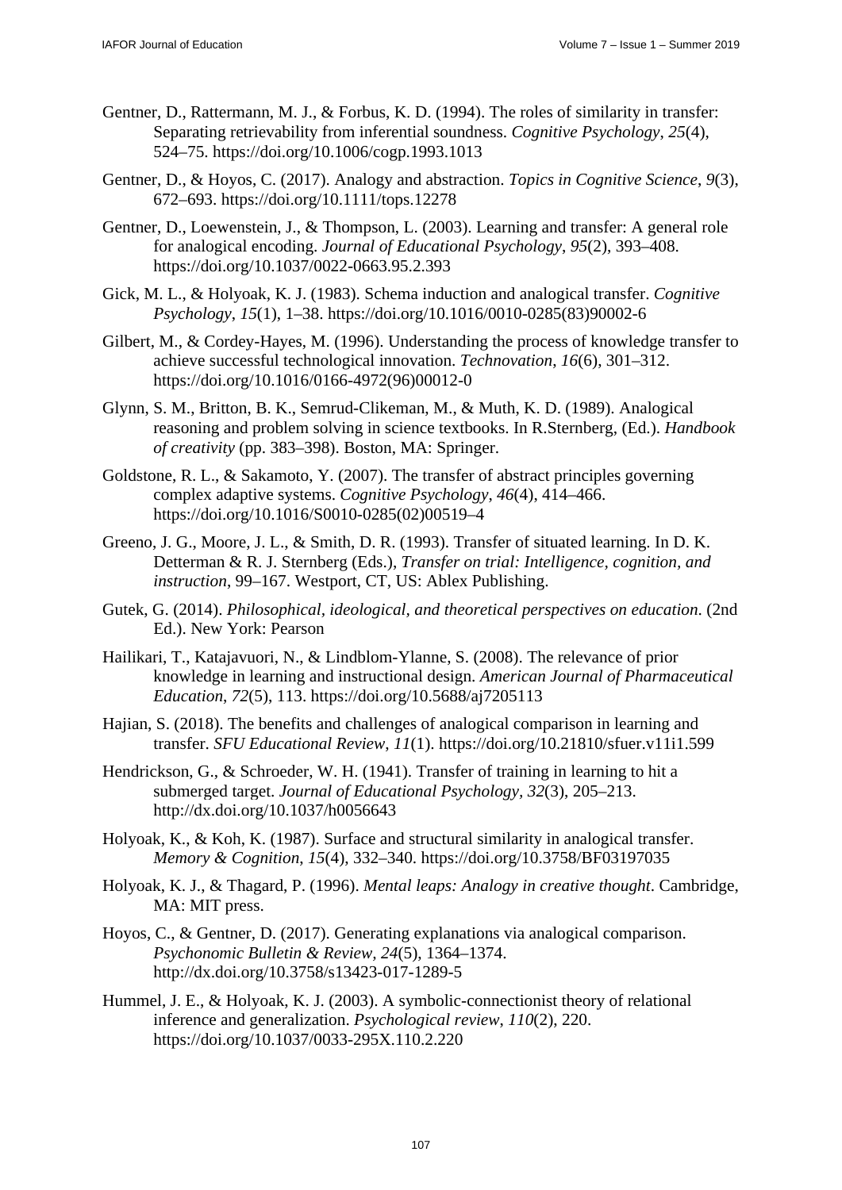Gentner, D., Rattermann, M. J., & Forbus, K. D. (1994). The roles of similarity in transfer: Separating retrievability from inferential soundness. *Cognitive Psychology*, *25*(4), 524–75. https://doi.org/10.1006/cogp.1993.1013

Gentner, D., & Hoyos, C. (2017). Analogy and abstraction. *Topics in Cognitive Science*, *9*(3), 672–693. https://doi.org/10.1111/tops.12278

Gentner, D., Loewenstein, J., & Thompson, L. (2003). Learning and transfer: A general role for analogical encoding. *Journal of Educational Psychology*, *95*(2), 393–408. https://doi.org/10.1037/0022-0663.95.2.393

Gick, M. L., & Holyoak, K. J. (1983). Schema induction and analogical transfer. *Cognitive Psychology*, *15*(1), 1–38. https://doi.org/10.1016/0010-0285(83)90002-6

Gilbert, M., & Cordey-Hayes, M. (1996). Understanding the process of knowledge transfer to achieve successful technological innovation. *Technovation*, *16*(6), 301–312. https://doi.org/10.1016/0166-4972(96)00012-0

Glynn, S. M., Britton, B. K., Semrud-Clikeman, M., & Muth, K. D. (1989). Analogical reasoning and problem solving in science textbooks. In R.Sternberg, (Ed.). *Handbook of creativity* (pp. 383–398). Boston, MA: Springer.

Goldstone, R. L., & Sakamoto, Y. (2007). The transfer of abstract principles governing complex adaptive systems. *Cognitive Psychology*, *46*(4), 414–466. https://doi.org/10.1016/S0010-0285(02)00519–4

Greeno, J. G., Moore, J. L., & Smith, D. R. (1993). Transfer of situated learning. In D. K. Detterman & R. J. Sternberg (Eds.), *Transfer on trial: Intelligence, cognition, and instruction*, 99–167. Westport, CT, US: Ablex Publishing.

Gutek, G. (2014). *Philosophical, ideological, and theoretical perspectives on education.* (2nd Ed.). New York: Pearson

Hailikari, T., Katajavuori, N., & Lindblom-Ylanne, S. (2008). The relevance of prior knowledge in learning and instructional design. *American Journal of Pharmaceutical Education*, *72*(5), 113. https://doi.org/10.5688/aj7205113

Hajian, S. (2018). The benefits and challenges of analogical comparison in learning and transfer. *SFU Educational Review*, *11*(1). https://doi.org/10.21810/sfuer.v11i1.599

Hendrickson, G., & Schroeder, W. H. (1941). Transfer of training in learning to hit a submerged target. *Journal of Educational Psychology*, *32*(3), 205–213. http://dx.doi.org/10.1037/h0056643

Holyoak, K., & Koh, K. (1987). Surface and structural similarity in analogical transfer. *Memory & Cognition*, *15*(4), 332–340. https://doi.org/10.3758/BF03197035

Holyoak, K. J., & Thagard, P. (1996). *Mental leaps: Analogy in creative thought*. Cambridge, MA: MIT press.

Hoyos, C., & Gentner, D. (2017). Generating explanations via analogical comparison. *Psychonomic Bulletin & Review*, *24*(5), 1364–1374. http://dx.doi.org/10.3758/s13423-017-1289-5

Hummel, J. E., & Holyoak, K. J. (2003). A symbolic-connectionist theory of relational inference and generalization. *Psychological review*, *110*(2), 220. https://doi.org/10.1037/0033-295X.110.2.220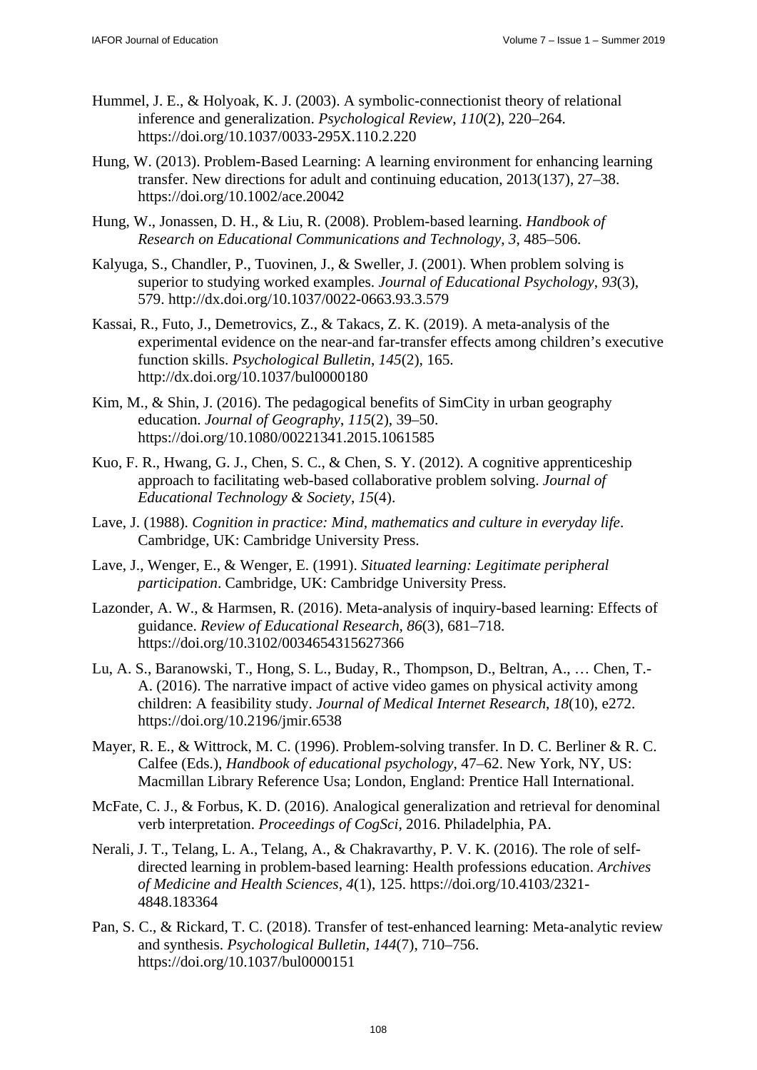Hummel, J. E., & Holyoak, K. J. (2003). A symbolic-connectionist theory of relational inference and generalization. *Psychological Review*, *110*(2), 220–264. https://doi.org/10.1037/0033-295X.110.2.220

Hung, W. (2013). Problem-Based Learning: A learning environment for enhancing learning transfer. New directions for adult and continuing education, 2013(137), 27–38. https://doi.org/10.1002/ace.20042

Hung, W., Jonassen, D. H., & Liu, R. (2008). Problem-based learning. *Handbook of Research on Educational Communications and Technology, 3*, 485–506.

Kalyuga, S., Chandler, P., Tuovinen, J., & Sweller, J. (2001). When problem solving is superior to studying worked examples. *Journal of Educational Psychology*, *93*(3), 579. http://dx.doi.org/10.1037/0022-0663.93.3.579

Kassai, R., Futo, J., Demetrovics, Z., & Takacs, Z. K. (2019). A meta-analysis of the experimental evidence on the near-and far-transfer effects among children's executive function skills. *Psychological Bulletin*, *145*(2), 165. http://dx.doi.org/10.1037/bul0000180

Kim, M., & Shin, J. (2016). The pedagogical benefits of SimCity in urban geography education. *Journal of Geography*, *115*(2), 39–50. https://doi.org/10.1080/00221341.2015.1061585

Kuo, F. R., Hwang, G. J., Chen, S. C., & Chen, S. Y. (2012). A cognitive apprenticeship approach to facilitating web-based collaborative problem solving. *Journal of Educational Technology & Society*, *15*(4).

Lave, J. (1988). *Cognition in practice: Mind, mathematics and culture in everyday life*. Cambridge, UK: Cambridge University Press.

Lave, J., Wenger, E., & Wenger, E. (1991). *Situated learning: Legitimate peripheral participation*. Cambridge, UK: Cambridge University Press.

Lazonder, A. W., & Harmsen, R. (2016). Meta-analysis of inquiry-based learning: Effects of guidance. *Review of Educational Research*, *86*(3), 681–718. https://doi.org/10.3102/0034654315627366

Lu, A. S., Baranowski, T., Hong, S. L., Buday, R., Thompson, D., Beltran, A., … Chen, T.-A. (2016). The narrative impact of active video games on physical activity among children: A feasibility study. *Journal of Medical Internet Research*, *18*(10), e272. https://doi.org/10.2196/jmir.6538

Mayer, R. E., & Wittrock, M. C. (1996). Problem-solving transfer. In D. C. Berliner & R. C. Calfee (Eds.), *Handbook of educational psychology*, 47–62. New York, NY, US: Macmillan Library Reference Usa; London, England: Prentice Hall International.

McFate, C. J., & Forbus, K. D. (2016). Analogical generalization and retrieval for denominal verb interpretation. *Proceedings of CogSci*, 2016. Philadelphia, PA.

Nerali, J. T., Telang, L. A., Telang, A., & Chakravarthy, P. V. K. (2016). The role of self-directed learning in problem-based learning: Health professions education. *Archives of Medicine and Health Sciences*, *4*(1), 125. https://doi.org/10.4103/2321-4848.183364

Pan, S. C., & Rickard, T. C. (2018). Transfer of test-enhanced learning: Meta-analytic review and synthesis. *Psychological Bulletin*, *144*(7), 710–756. https://doi.org/10.1037/bul0000151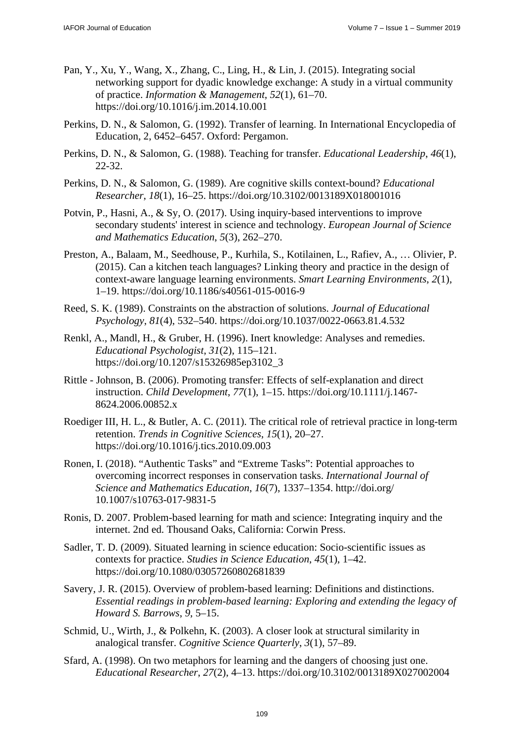Pan, Y., Xu, Y., Wang, X., Zhang, C., Ling, H., & Lin, J. (2015). Integrating social networking support for dyadic knowledge exchange: A study in a virtual community of practice. *Information & Management*, *52*(1), 61–70. https://doi.org/10.1016/j.im.2014.10.001

Perkins, D. N., & Salomon, G. (1992). Transfer of learning. In International Encyclopedia of Education, 2, 6452–6457. Oxford: Pergamon.

Perkins, D. N., & Salomon, G. (1988). Teaching for transfer. *Educational Leadership*, *46*(1), 22-32.

Perkins, D. N., & Salomon, G. (1989). Are cognitive skills context-bound? *Educational Researcher*, *18*(1), 16–25. https://doi.org/10.3102/0013189X018001016

Potvin, P., Hasni, A., & Sy, O. (2017). Using inquiry-based interventions to improve secondary students' interest in science and technology. *European Journal of Science and Mathematics Education*, *5*(3), 262–270.

Preston, A., Balaam, M., Seedhouse, P., Kurhila, S., Kotilainen, L., Rafiev, A., … Olivier, P. (2015). Can a kitchen teach languages? Linking theory and practice in the design of context-aware language learning environments. *Smart Learning Environments*, *2*(1), 1–19. https://doi.org/10.1186/s40561-015-0016-9

Reed, S. K. (1989). Constraints on the abstraction of solutions. *Journal of Educational Psychology*, *81*(4), 532–540. https://doi.org/10.1037/0022-0663.81.4.532

Renkl, A., Mandl, H., & Gruber, H. (1996). Inert knowledge: Analyses and remedies. *Educational Psychologist*, *31*(2), 115–121. https://doi.org/10.1207/s15326985ep3102_3

Rittle - Johnson, B. (2006). Promoting transfer: Effects of self-explanation and direct instruction. *Child Development*, *77*(1), 1–15. https://doi.org/10.1111/j.1467-8624.2006.00852.x

Roediger III, H. L., & Butler, A. C. (2011). The critical role of retrieval practice in long-term retention. *Trends in Cognitive Sciences*, *15*(1), 20–27. https://doi.org/10.1016/j.tics.2010.09.003

Ronen, I. (2018). "Authentic Tasks" and "Extreme Tasks": Potential approaches to overcoming incorrect responses in conservation tasks. *International Journal of Science and Mathematics Education*, *16*(7), 1337–1354. http://doi.org/ 10.1007/s10763-017-9831-5

Ronis, D. 2007. Problem-based learning for math and science: Integrating inquiry and the internet. 2nd ed. Thousand Oaks, California: Corwin Press.

Sadler, T. D. (2009). Situated learning in science education: Socio-scientific issues as contexts for practice. *Studies in Science Education*, *45*(1), 1–42. https://doi.org/10.1080/03057260802681839

Savery, J. R. (2015). Overview of problem-based learning: Definitions and distinctions. *Essential readings in problem-based learning: Exploring and extending the legacy of Howard S. Barrows*, *9*, 5–15.

Schmid, U., Wirth, J., & Polkehn, K. (2003). A closer look at structural similarity in analogical transfer. *Cognitive Science Quarterly*, *3*(1), 57–89.

Sfard, A. (1998). On two metaphors for learning and the dangers of choosing just one. *Educational Researcher*, *27*(2), 4–13. https://doi.org/10.3102/0013189X027002004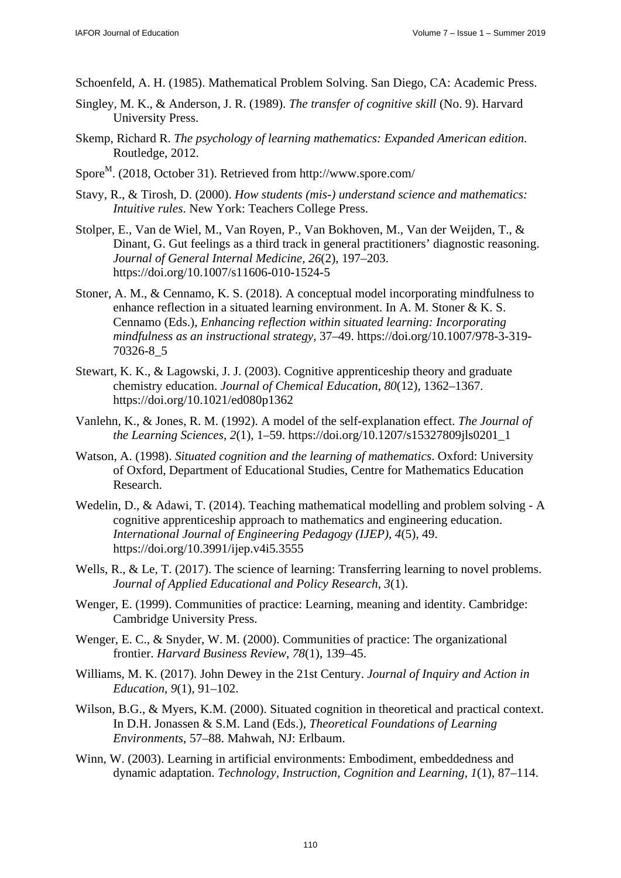Schoenfeld, A. H. (1985). Mathematical Problem Solving. San Diego, CA: Academic Press.

Singley, M. K., & Anderson, J. R. (1989). *The transfer of cognitive skill* (No. 9). Harvard University Press.

Skemp, Richard R. *The psychology of learning mathematics: Expanded American edition*. Routledge, 2012.

Spore$^{M}$. (2018, October 31). Retrieved from http://www.spore.com/

Stavy, R., & Tirosh, D. (2000). *How students (mis-) understand science and mathematics: Intuitive rules*. New York: Teachers College Press.

Stolper, E., Van de Wiel, M., Van Royen, P., Van Bokhoven, M., Van der Weijden, T., & Dinant, G. Gut feelings as a third track in general practitioners' diagnostic reasoning. *Journal of General Internal Medicine*, *26*(2), 197–203. https://doi.org/10.1007/s11606-010-1524-5

Stoner, A. M., & Cennamo, K. S. (2018). A conceptual model incorporating mindfulness to enhance reflection in a situated learning environment. In A. M. Stoner & K. S. Cennamo (Eds.), *Enhancing reflection within situated learning: Incorporating mindfulness as an instructional strategy*, 37–49. https://doi.org/10.1007/978-3-319-70326-8_5

Stewart, K. K., & Lagowski, J. J. (2003). Cognitive apprenticeship theory and graduate chemistry education. *Journal of Chemical Education*, *80*(12), 1362–1367. https://doi.org/10.1021/ed080p1362

Vanlehn, K., & Jones, R. M. (1992). A model of the self-explanation effect. *The Journal of the Learning Sciences*, *2*(1), 1–59. https://doi.org/10.1207/s15327809jls0201_1

Watson, A. (1998). *Situated cognition and the learning of mathematics*. Oxford: University of Oxford, Department of Educational Studies, Centre for Mathematics Education Research.

Wedelin, D., & Adawi, T. (2014). Teaching mathematical modelling and problem solving - A cognitive apprenticeship approach to mathematics and engineering education. *International Journal of Engineering Pedagogy (IJEP)*, *4*(5), 49. https://doi.org/10.3991/ijep.v4i5.3555

Wells, R., & Le, T. (2017). The science of learning: Transferring learning to novel problems. *Journal of Applied Educational and Policy Research*, *3*(1).

Wenger, E. (1999). Communities of practice: Learning, meaning and identity. Cambridge: Cambridge University Press.

Wenger, E. C., & Snyder, W. M. (2000). Communities of practice: The organizational frontier. *Harvard Business Review*, *78*(1), 139–45.

Williams, M. K. (2017). John Dewey in the 21st Century. *Journal of Inquiry and Action in Education*, *9*(1), 91–102.

Wilson, B.G., & Myers, K.M. (2000). Situated cognition in theoretical and practical context. In D.H. Jonassen & S.M. Land (Eds.), *Theoretical Foundations of Learning Environments*, 57–88. Mahwah, NJ: Erlbaum.

Winn, W. (2003). Learning in artificial environments: Embodiment, embeddedness and dynamic adaptation. *Technology, Instruction, Cognition and Learning*, *1*(1), 87–114.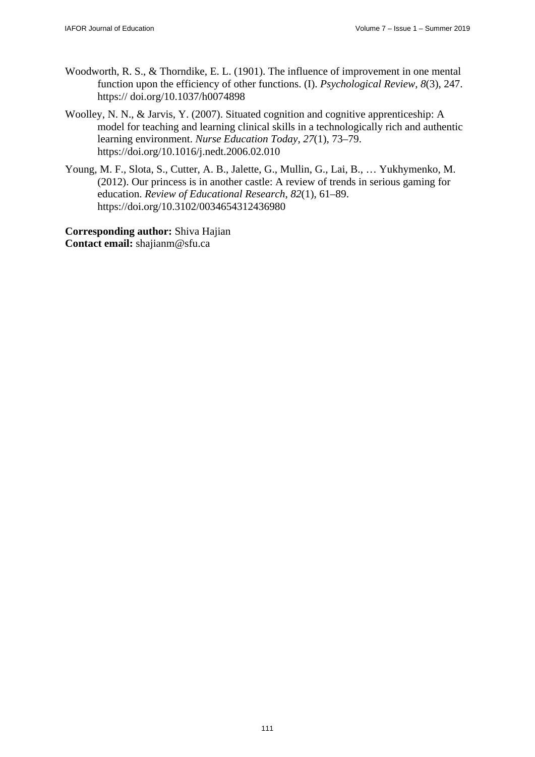Woodworth, R. S., & Thorndike, E. L. (1901). The influence of improvement in one mental function upon the efficiency of other functions. (I). *Psychological Review*, *8*(3), 247. https:// doi.org/10.1037/h0074898

Woolley, N. N., & Jarvis, Y. (2007). Situated cognition and cognitive apprenticeship: A model for teaching and learning clinical skills in a technologically rich and authentic learning environment. *Nurse Education Today*, *27*(1), 73–79. https://doi.org/10.1016/j.nedt.2006.02.010

Young, M. F., Slota, S., Cutter, A. B., Jalette, G., Mullin, G., Lai, B., … Yukhymenko, M. (2012). Our princess is in another castle: A review of trends in serious gaming for education. *Review of Educational Research*, *82*(1), 61–89. https://doi.org/10.3102/0034654312436980

**Corresponding author:** Shiva Hajian
**Contact email:** shajianm@sfu.ca